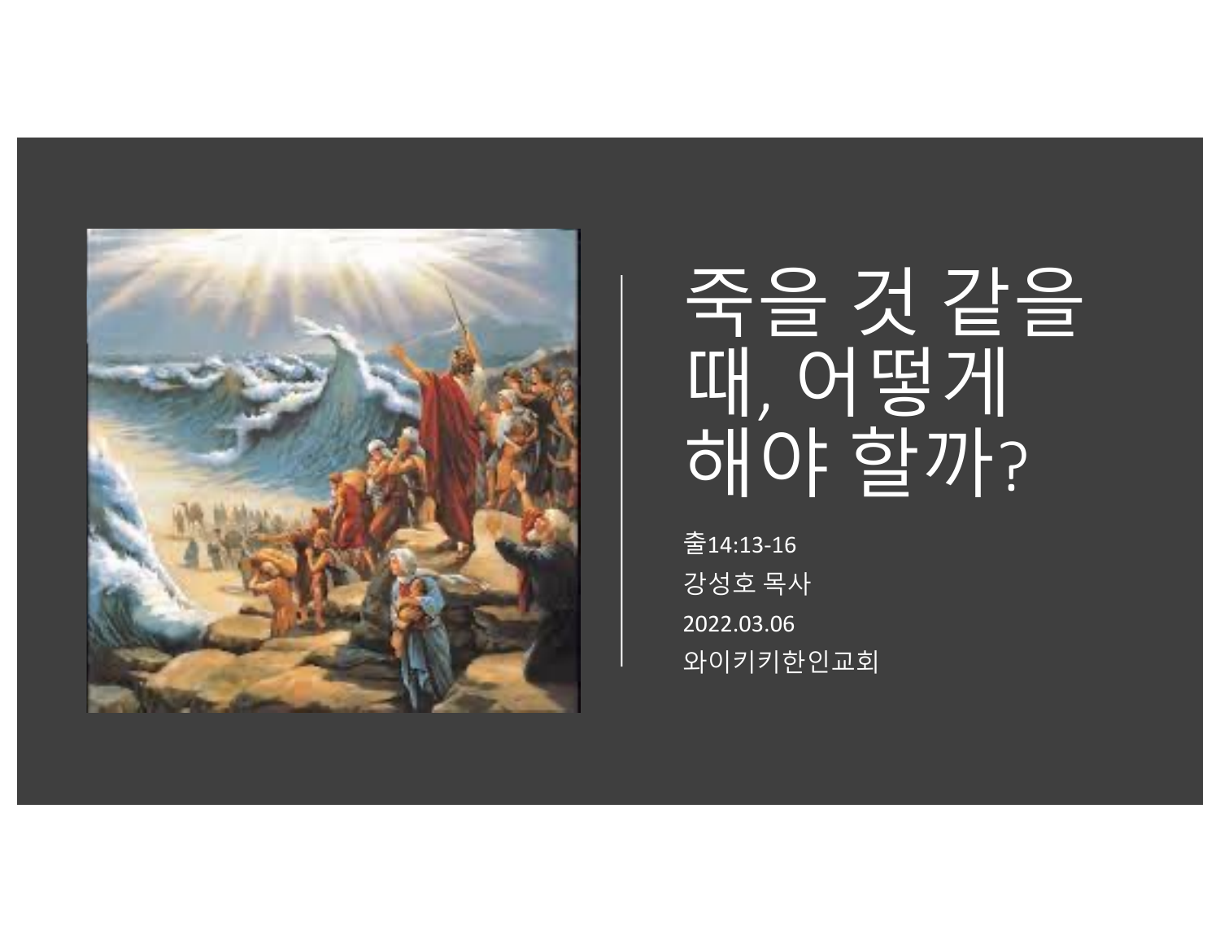# 죽을 것 같을 때, 어떻게 해야 할까?

출14:13-16

강성호 목사

2022.03.06

와이키키한인교회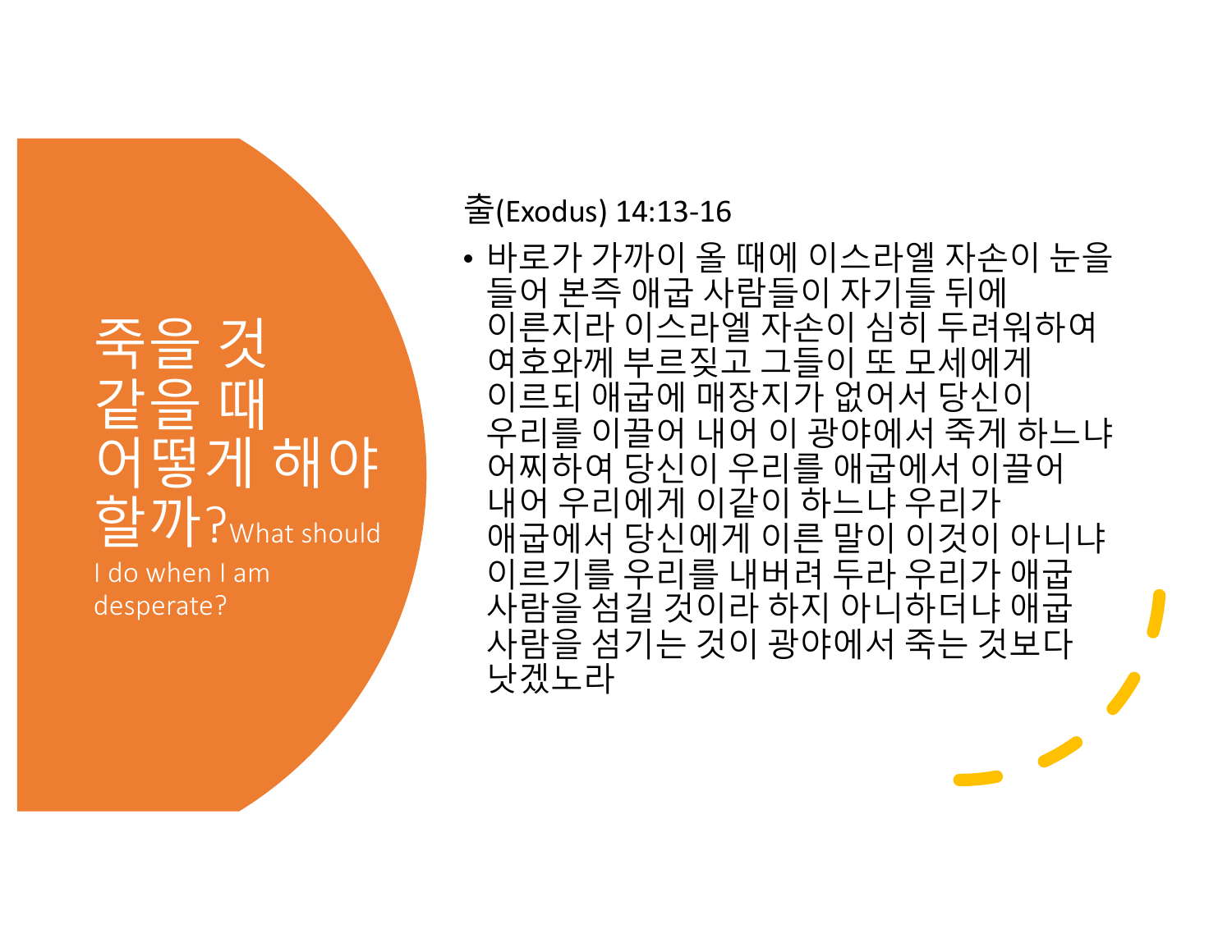# 죽을 것 같을 때 어떻게 해야 할까? What should I do when I am desperate?

출(Exodus) 14:13-16

- 바로가 가까이 올 때에 이스라엘 자손이 눈을 들어 본즉 애굽 사람들이 자기들 뒤에 이른지라 이스라엘 자손이 심히 두려워하여 여호와께 부르짖고 그들이 또 모세에게 이르되 애굽에 매장지가 없어서 당신이 우리를 이끌어 내어 이 광야에서 죽게 하느냐 어찌하여 당신이 우리를 애굽에서 이끌어 내어 우리에게 이같이 하느냐 우리가 애굽에서 당신에게 이른 말이 이것이 아니냐 이르기를 우리를 내버려 두라 우리가 애굽 사람을 섬길 것이라 하지 아니하더냐 애굽 사람을 섬기는 것이 광야에서 죽는 것보다 낫겠노라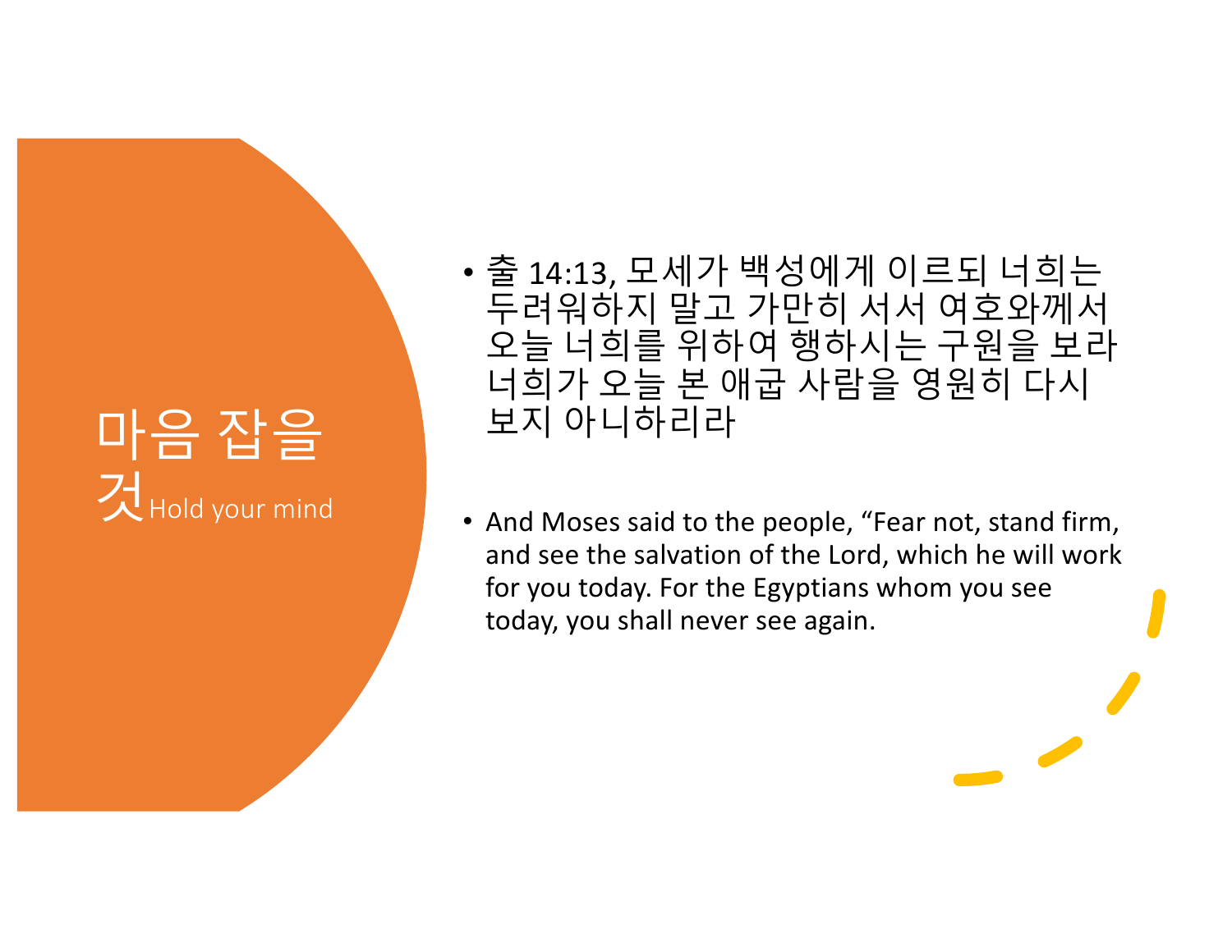# 마음 잡을 것 Hold your mind

- 출 14:13, 모세가 백성에게 이르되 너희는 두려워하지 말고 가만히 서서 여호와께서 오늘 너희를 위하여 행하시는 구원을 보라 너희가 오늘 본 애굽 사람을 영원히 다시 보지 아니하리라

- And Moses said to the people, “Fear not, stand firm, and see the salvation of the Lord, which he will work for you today. For the Egyptians whom you see today, you shall never see again.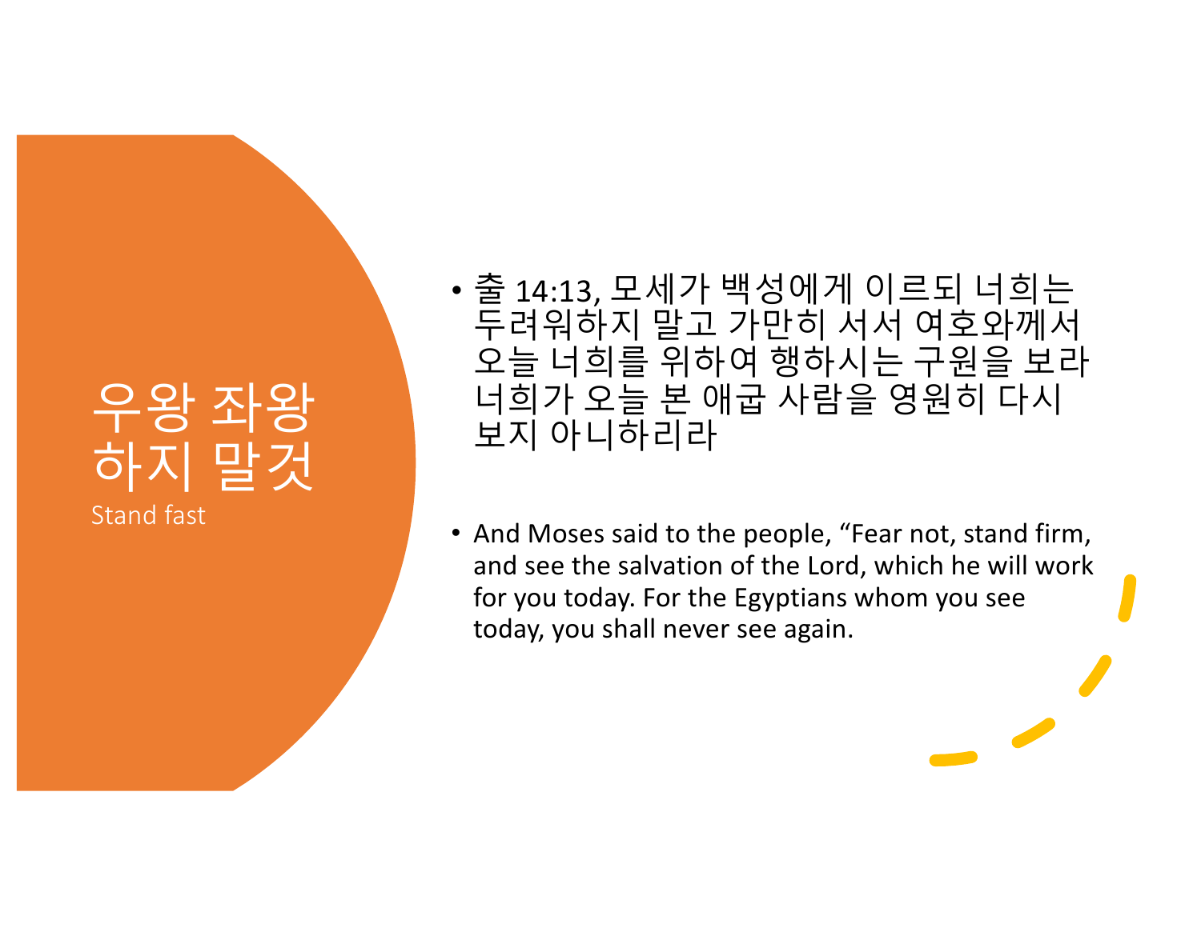# 우왕 좌왕 하지 말것

Stand fast

- 출 14:13, 모세가 백성에게 이르되 너희는 두려워하지 말고 가만히 서서 여호와께서 오늘 너희를 위하여 행하시는 구원을 보라 너희가 오늘 본 애굽 사람을 영원히 다시 보지 아니하리라

- And Moses said to the people, "Fear not, stand firm, and see the salvation of the Lord, which he will work for you today. For the Egyptians whom you see today, you shall never see again.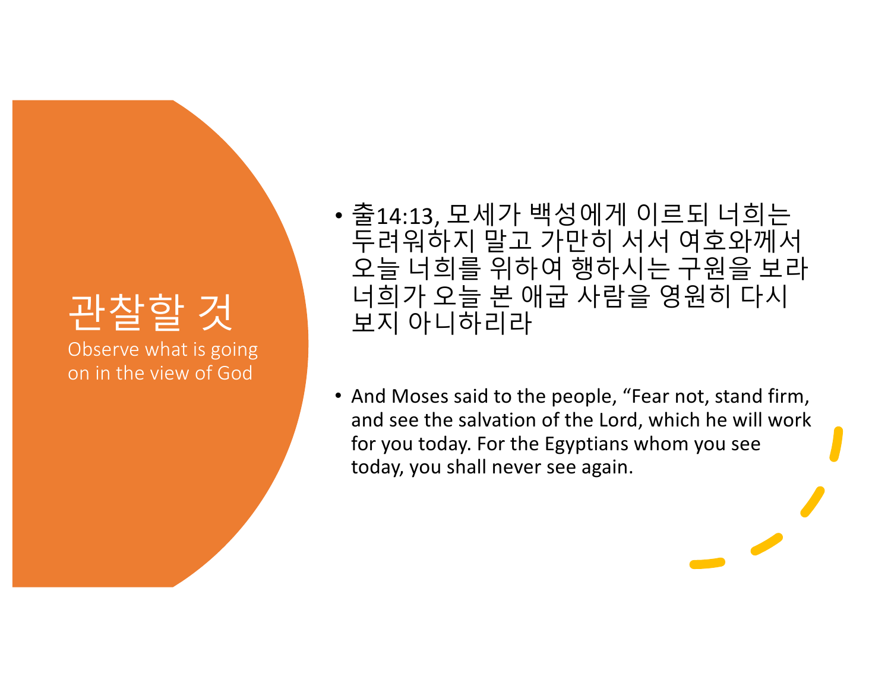# 관찰할 것

Observe what is going on in the view of God

- 출14:13, 모세가 백성에게 이르되 너희는 두려워하지 말고 가만히 서서 여호와께서 오늘 너희를 위하여 행하시는 구원을 보라 너희가 오늘 본 애굽 사람을 영원히 다시 보지 아니하리라

- And Moses said to the people, "Fear not, stand firm, and see the salvation of the Lord, which he will work for you today. For the Egyptians whom you see today, you shall never see again.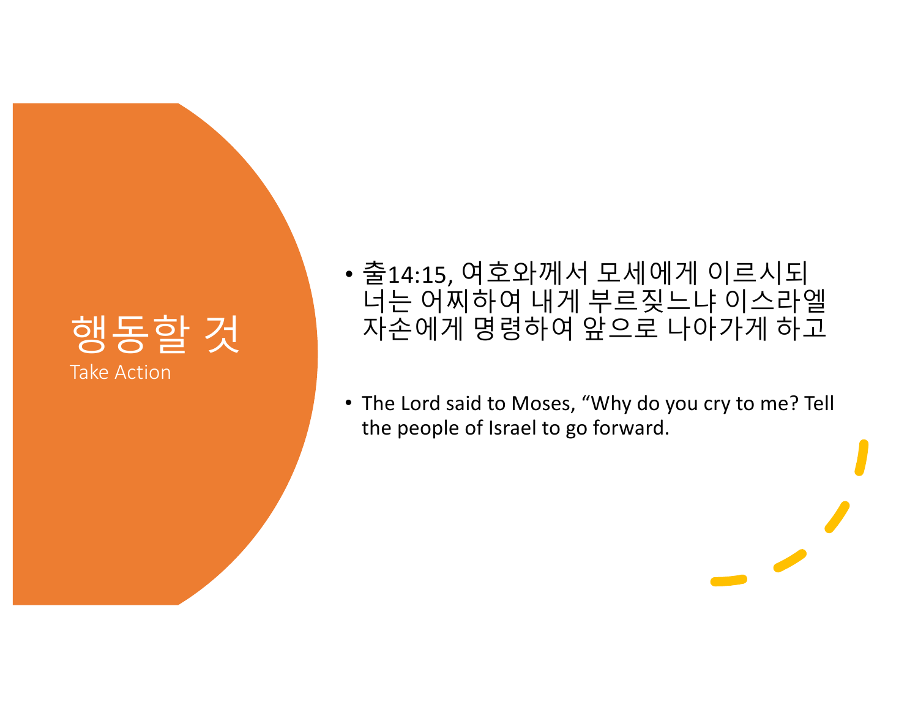# 행동할 것

Take Action

- 출14:15, 여호와께서 모세에게 이르시되 너는 어찌하여 내게 부르짖느냐 이스라엘 자손에게 명령하여 앞으로 나아가게 하고

- The Lord said to Moses, “Why do you cry to me? Tell the people of Israel to go forward.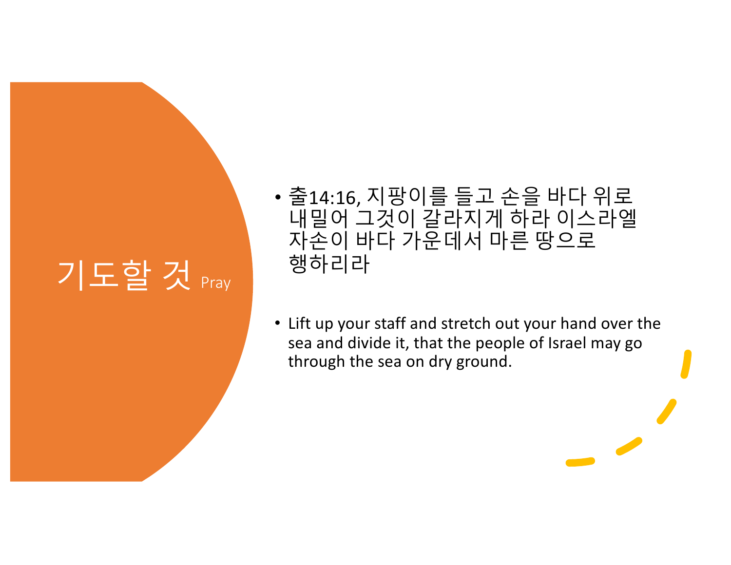# 기도할 것 Pray

- 출14:16, 지팡이를 들고 손을 바다 위로 내밀어 그것이 갈라지게 하라 이스라엘 자손이 바다 가운데서 마른 땅으로 행하리라

- Lift up your staff and stretch out your hand over the sea and divide it, that the people of Israel may go through the sea on dry ground.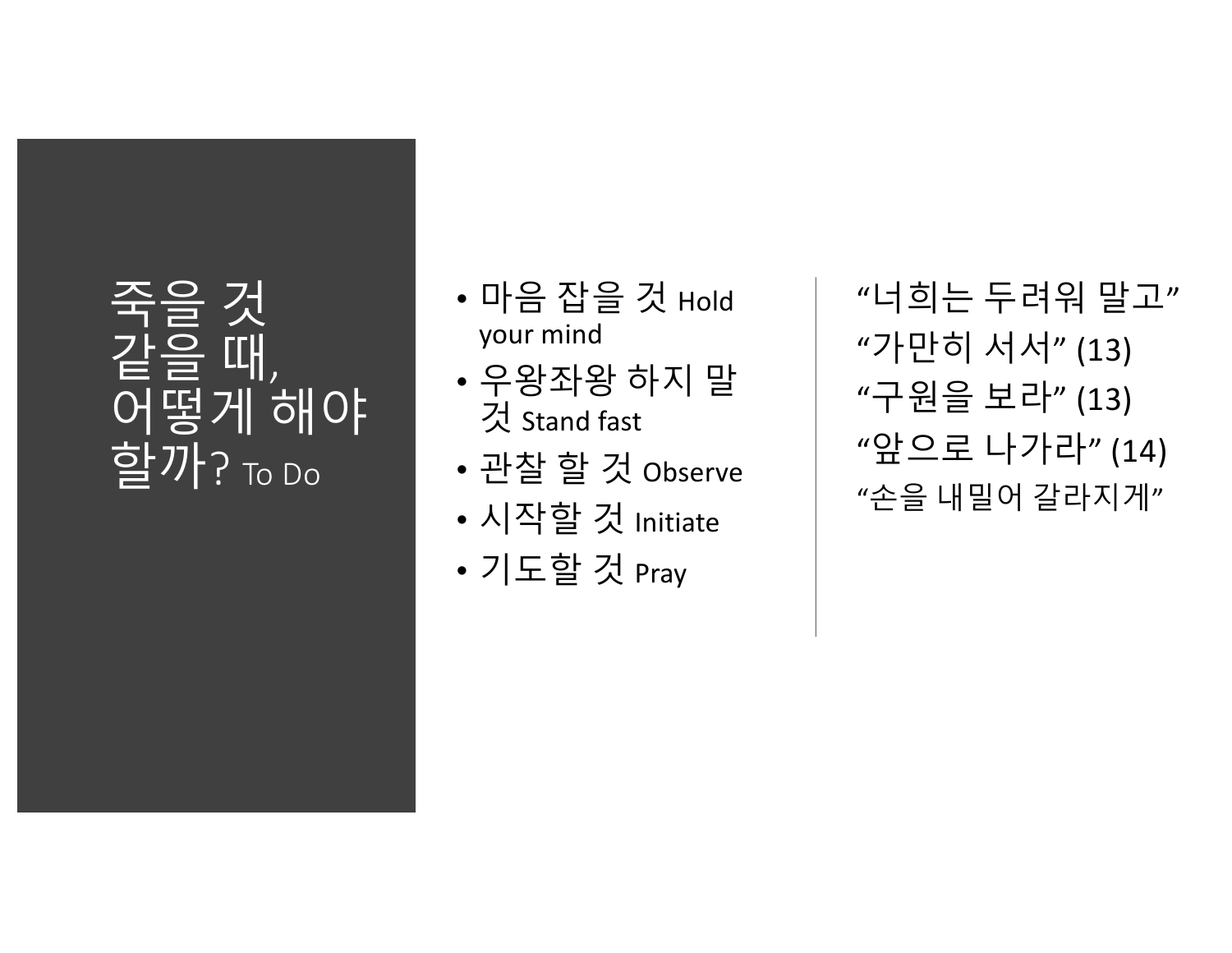# 죽을 것 같을 때, 어떻게 해야 할까? To Do

- 마음 잡을 것 Hold your mind
- 우왕좌왕 하지 말 것 Stand fast
- 관찰 할 것 Observe
- 시작할 것 Initiate
- 기도할 것 Pray

"너희는 두려워 말고"
"가만히 서서" (13)
"구원을 보라" (13)
"앞으로 나가라" (14)
"손을 내밀어 갈라지게"